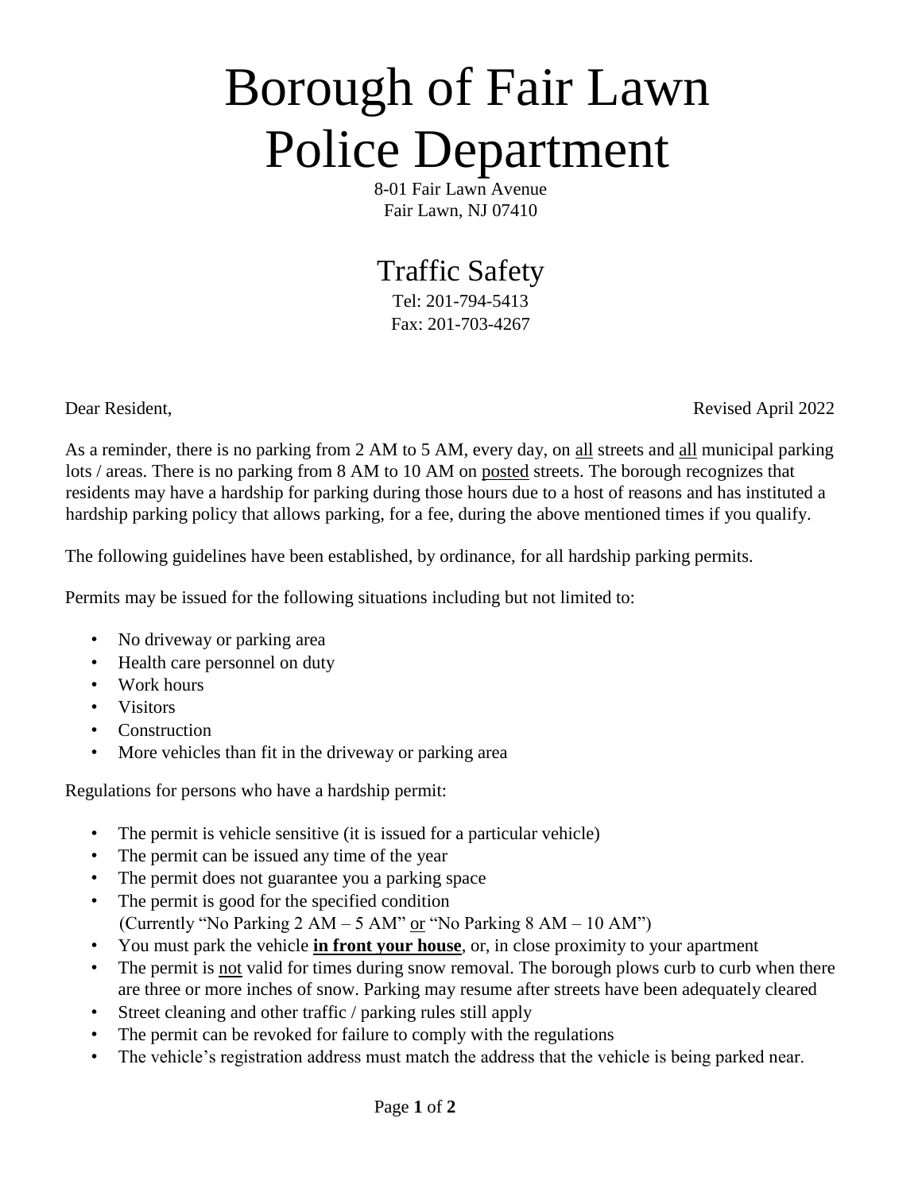# Borough of Fair Lawn Police Department

8-01 Fair Lawn Avenue
Fair Lawn, NJ 07410

## Traffic Safety

Tel: 201-794-5413
Fax: 201-703-4267

Dear Resident, Revised April 2022

As a reminder, there is no parking from 2 AM to 5 AM, every day, on all streets and all municipal parking lots / areas. There is no parking from 8 AM to 10 AM on posted streets. The borough recognizes that residents may have a hardship for parking during those hours due to a host of reasons and has instituted a hardship parking policy that allows parking, for a fee, during the above mentioned times if you qualify.

The following guidelines have been established, by ordinance, for all hardship parking permits.

Permits may be issued for the following situations including but not limited to:

- No driveway or parking area
- Health care personnel on duty
- Work hours
- Visitors
- Construction
- More vehicles than fit in the driveway or parking area

Regulations for persons who have a hardship permit:

- The permit is vehicle sensitive (it is issued for a particular vehicle)
- The permit can be issued any time of the year
- The permit does not guarantee you a parking space
- The permit is good for the specified condition (Currently "No Parking 2 AM – 5 AM" or "No Parking 8 AM – 10 AM")
- You must park the vehicle **in front your house**, or, in close proximity to your apartment
- The permit is not valid for times during snow removal. The borough plows curb to curb when there are three or more inches of snow. Parking may resume after streets have been adequately cleared
- Street cleaning and other traffic / parking rules still apply
- The permit can be revoked for failure to comply with the regulations
- The vehicle's registration address must match the address that the vehicle is being parked near.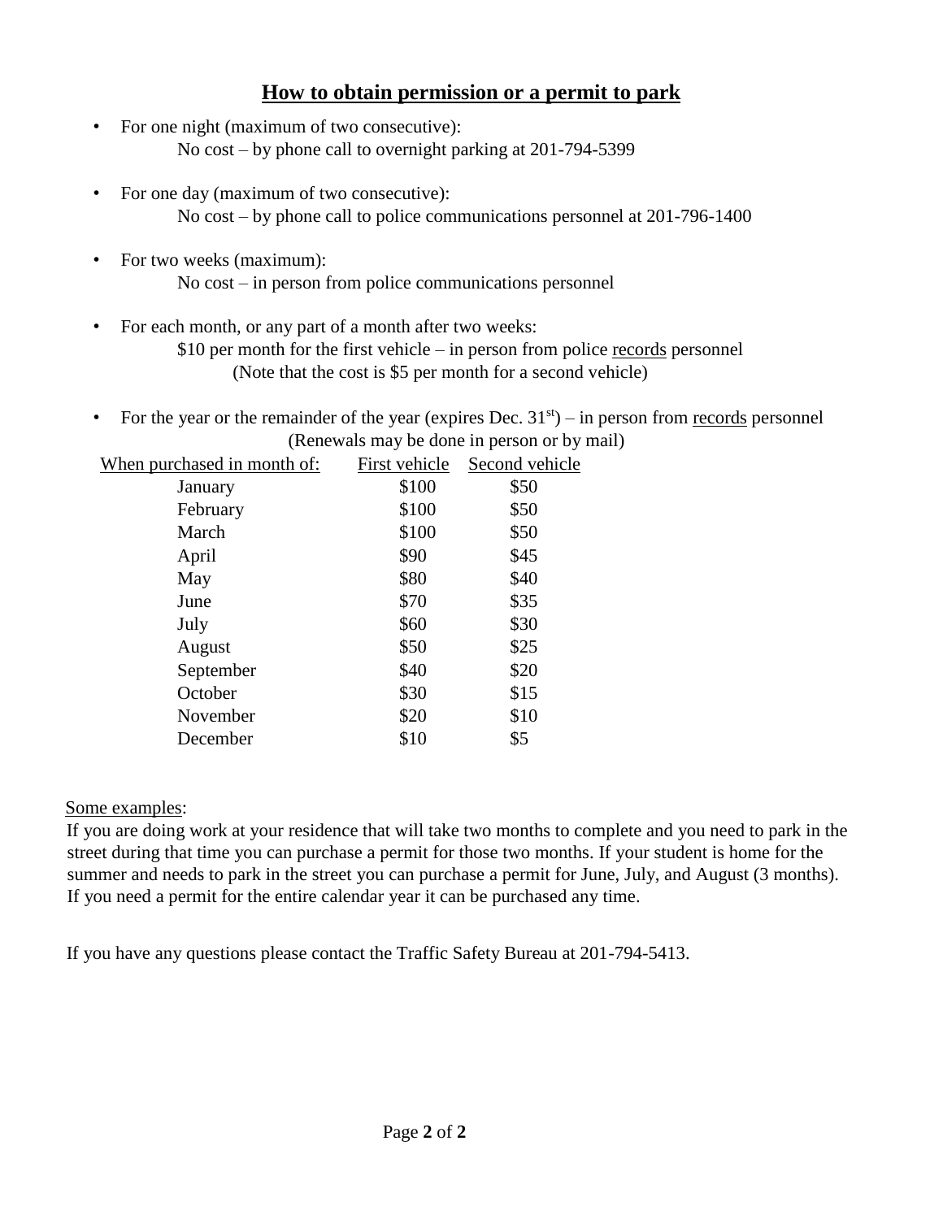## How to obtain permission or a permit to park

- For one night (maximum of two consecutive):
  No cost – by phone call to overnight parking at 201-794-5399

- For one day (maximum of two consecutive):
  No cost – by phone call to police communications personnel at 201-796-1400

- For two weeks (maximum):
  No cost – in person from police communications personnel

- For each month, or any part of a month after two weeks:
  $10 per month for the first vehicle – in person from police records personnel
  (Note that the cost is $5 per month for a second vehicle)

- For the year or the remainder of the year (expires Dec. 31st) – in person from records personnel
  (Renewals may be done in person or by mail)

| When purchased in month of: | First vehicle | Second vehicle |
|---|---|---|
| January | $100 | $50 |
| February | $100 | $50 |
| March | $100 | $50 |
| April | $90 | $45 |
| May | $80 | $40 |
| June | $70 | $35 |
| July | $60 | $30 |
| August | $50 | $25 |
| September | $40 | $20 |
| October | $30 | $15 |
| November | $20 | $10 |
| December | $10 | $5 |

Some examples:

If you are doing work at your residence that will take two months to complete and you need to park in the street during that time you can purchase a permit for those two months. If your student is home for the summer and needs to park in the street you can purchase a permit for June, July, and August (3 months). If you need a permit for the entire calendar year it can be purchased any time.

If you have any questions please contact the Traffic Safety Bureau at 201-794-5413.